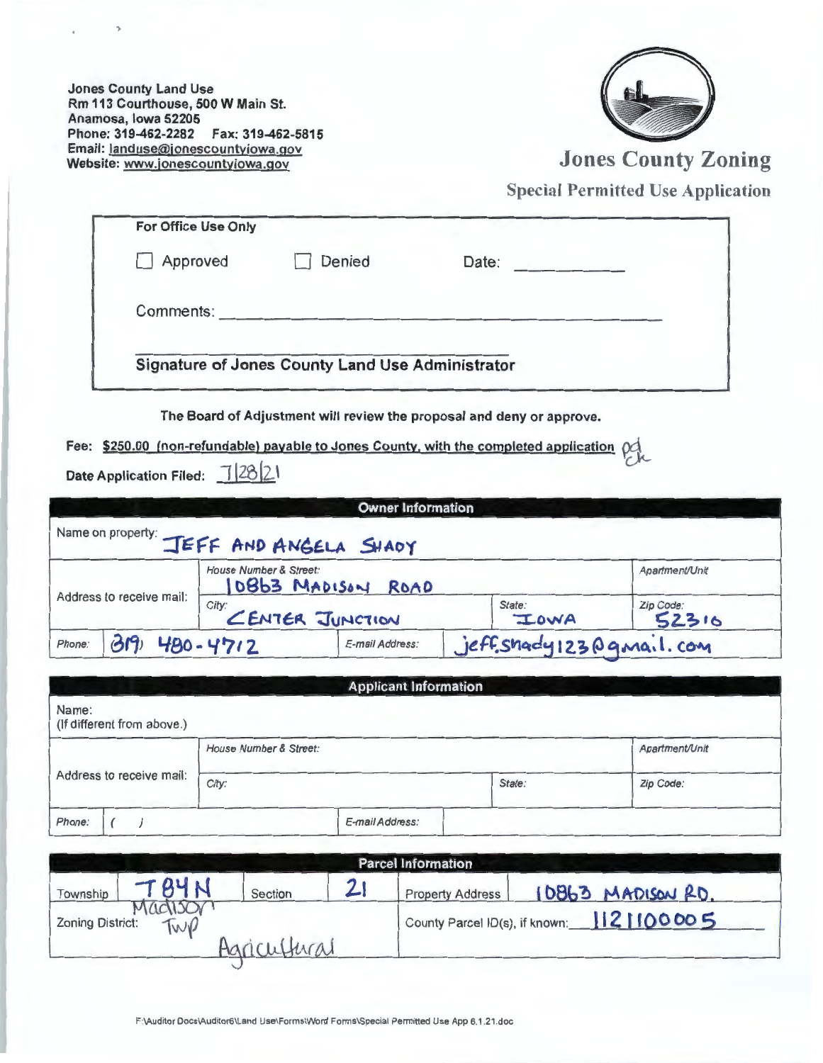Jones County Land Use
Rm 113 Courthouse, 500 W Main St.
Anamosa, Iowa 52205
Phone: 319-462-2282 Fax: 319-462-5815
Email: landuse@jonescountyiowa.gov
Website: www.jonescountyiowa.gov

# Jones County Zoning

## Special Permitted Use Application

| For Office Use Only | | |
|---|---|---|
| ☐ Approved | ☐ Denied | Date: ____________ |
| Comments: ____________________________ | | |
| **Signature of Jones County Land Use Administrator** | | |

**The Board of Adjustment will review the proposal and deny or approve.**

**Fee: $250.00 (non-refundable) payable to Jones County, with the completed application** pd ck

**Date Application Filed:** 7/28/21

| **Owner Information** | | | | |
|---|---|---|---|---|
| Name on property: JEFF AND ANGELA SHADY | | | | |
| Address to receive mail: | House Number & Street: 10863 MADISON ROAD | | | Apartment/Unit |
| | City: CENTER JUNCTION | | State: IOWA | Zip Code: 52310 |
| Phone: (319) 480-4712 | | E-mail Address: | jeff.shady123@gmail.com | |

| **Applicant Information** | | | | |
|---|---|---|---|---|
| Name: (If different from above.) | | | | |
| Address to receive mail: | House Number & Street: | | | Apartment/Unit |
| | City: | | State: | Zip Code: |
| Phone: ( ) | | E-mail Address: | | |

| **Parcel Information** | | | | |
|---|---|---|---|---|
| Township T84N | Section | 21 | Property Address | 10863 MADISON RD. |
| Zoning District: Madison Twp Agricultural | | | County Parcel ID(s), if known: 1121100005 | |

F:\Auditor Docs\Auditor6\Land Use\Forms\Word Forms\Special Permitted Use App 6.1.21.doc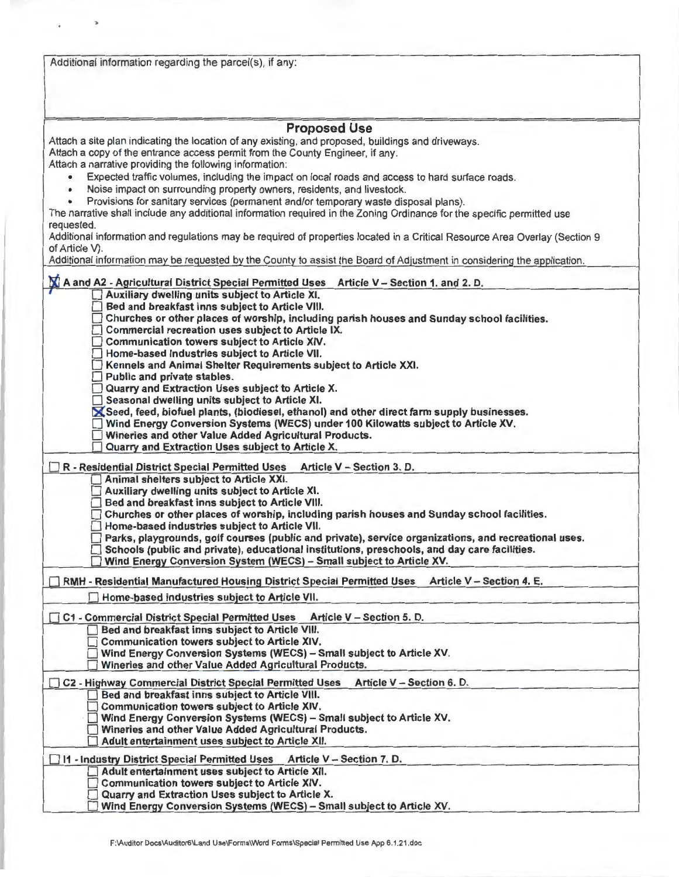Additional information regarding the parcel(s), if any:

## Proposed Use

Attach a site plan indicating the location of any existing, and proposed, buildings and driveways.
Attach a copy of the entrance access permit from the County Engineer, if any.
Attach a narrative providing the following information:

- Expected traffic volumes, including the impact on local roads and access to hard surface roads.
- Noise impact on surrounding property owners, residents, and livestock.
- Provisions for sanitary services (permanent and/or temporary waste disposal plans).

The narrative shall include any additional information required in the Zoning Ordinance for the specific permitted use requested.
Additional information and regulations may be required of properties located in a Critical Resource Area Overlay (Section 9 of Article V).
Additional information may be requested by the County to assist the Board of Adjustment in considering the application.

☒ **A and A2 - Agricultural District Special Permitted Uses Article V – Section 1. and 2. D.**

- ☐ **Auxiliary dwelling units subject to Article XI.**
- ☐ **Bed and breakfast inns subject to Article VIII.**
- ☐ **Churches or other places of worship, including parish houses and Sunday school facilities.**
- ☐ **Commercial recreation uses subject to Article IX.**
- ☐ **Communication towers subject to Article XIV.**
- ☐ **Home-based Industries subject to Article VII.**
- ☐ **Kennels and Animal Shelter Requirements subject to Article XXI.**
- ☐ **Public and private stables.**
- ☐ **Quarry and Extraction Uses subject to Article X.**
- ☐ **Seasonal dwelling units subject to Article XI.**
- ☒ **Seed, feed, biofuel plants, (biodiesel, ethanol) and other direct farm supply businesses.**
- ☐ **Wind Energy Conversion Systems (WECS) under 100 Kilowatts subject to Article XV.**
- ☐ **Wineries and other Value Added Agricultural Products.**
- ☐ **Quarry and Extraction Uses subject to Article X.**

☐ **R - Residential District Special Permitted Uses Article V – Section 3. D.**

- ☐ **Animal shelters subject to Article XXI.**
- ☐ **Auxiliary dwelling units subject to Article XI.**
- ☐ **Bed and breakfast inns subject to Article VIII.**
- ☐ **Churches or other places of worship, including parish houses and Sunday school facilities.**
- ☐ **Home-based industries subject to Article VII.**
- ☐ **Parks, playgrounds, golf courses (public and private), service organizations, and recreational uses.**
- ☐ **Schools (public and private), educational institutions, preschools, and day care facilities.**
- ☐ **Wind Energy Conversion System (WECS) – Small subject to Article XV.**

☐ **RMH - Residential Manufactured Housing District Special Permitted Uses Article V – Section 4. E.**

- ☐ **Home-based industries subject to Article VII.**

☐ **C1 - Commercial District Special Permitted Uses Article V – Section 5. D.**

- ☐ **Bed and breakfast inns subject to Article VIII.**
- ☐ **Communication towers subject to Article XIV.**
- ☐ **Wind Energy Conversion Systems (WECS) – Small subject to Article XV.**
- ☐ **Wineries and other Value Added Agricultural Products.**

☐ **C2 - Highway Commercial District Special Permitted Uses Article V – Section 6. D.**

- ☐ **Bed and breakfast inns subject to Article VIII.**
- ☐ **Communication towers subject to Article XIV.**
- ☐ **Wind Energy Conversion Systems (WECS) – Small subject to Article XV.**
- ☐ **Wineries and other Value Added Agricultural Products.**
- ☐ **Adult entertainment uses subject to Article XII.**

☐ **I1 - Industry District Special Permitted Uses Article V – Section 7. D.**

- ☐ **Adult entertainment uses subject to Article XII.**
- ☐ **Communication towers subject to Article XIV.**
- ☐ **Quarry and Extraction Uses subject to Article X.**
- ☐ **Wind Energy Conversion Systems (WECS) – Small subject to Article XV.**

F:\Auditor Docs\Auditor6\Land Use\Forms\Word Forms\Special Permitted Use App 6.1.21.doc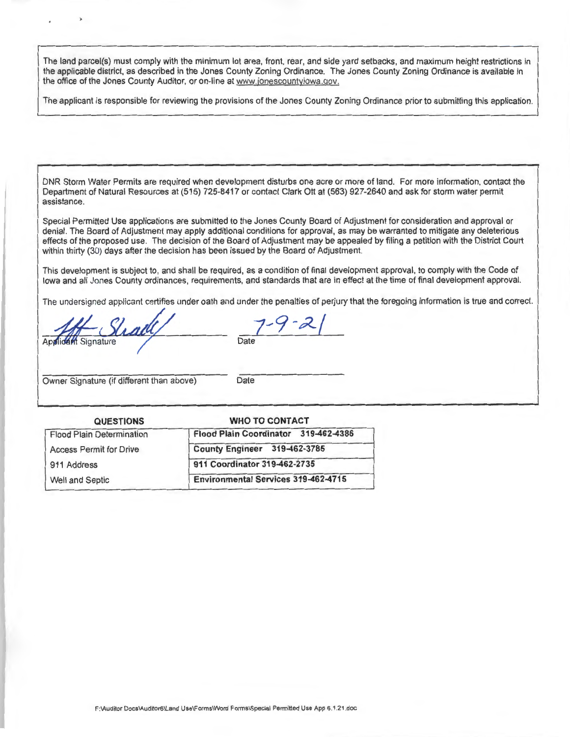The land parcel(s) must comply with the minimum lot area, front, rear, and side yard setbacks, and maximum height restrictions in the applicable district, as described in the Jones County Zoning Ordinance. The Jones County Zoning Ordinance is available in the office of the Jones County Auditor, or on-line at www.jonescountyiowa.gov.

The applicant is responsible for reviewing the provisions of the Jones County Zoning Ordinance prior to submitting this application.

DNR Storm Water Permits are required when development disturbs one acre or more of land. For more information, contact the Department of Natural Resources at (515) 725-8417 or contact Clark Ott at (563) 927-2640 and ask for storm water permit assistance.

Special Permitted Use applications are submitted to the Jones County Board of Adjustment for consideration and approval or denial. The Board of Adjustment may apply additional conditions for approval, as may be warranted to mitigate any deleterious effects of the proposed use. The decision of the Board of Adjustment may be appealed by filing a petition with the District Court within thirty (30) days after the decision has been issued by the Board of Adjustment.

This development is subject to, and shall be required, as a condition of final development approval, to comply with the Code of Iowa and all Jones County ordinances, requirements, and standards that are in effect at the time of final development approval.

The undersigned applicant certifies under oath and under the penalties of perjury that the foregoing information is true and correct.

Jeff Shade ____________________ 7-9-21 ____________
Applicant Signature Date

______________________________ ____________
Owner Signature (if different than above) Date

| QUESTIONS | WHO TO CONTACT |
|---|---|
| Flood Plain Determination | **Flood Plain Coordinator 319-462-4386** |
| Access Permit for Drive | **County Engineer 319-462-3785** |
| 911 Address | **911 Coordinator 319-462-2735** |
| Well and Septic | **Environmental Services 319-462-4715** |

F:\Auditor Docs\Auditor6\Land Use\Forms\Word Forms\Special Permitted Use App 6.1.21.doc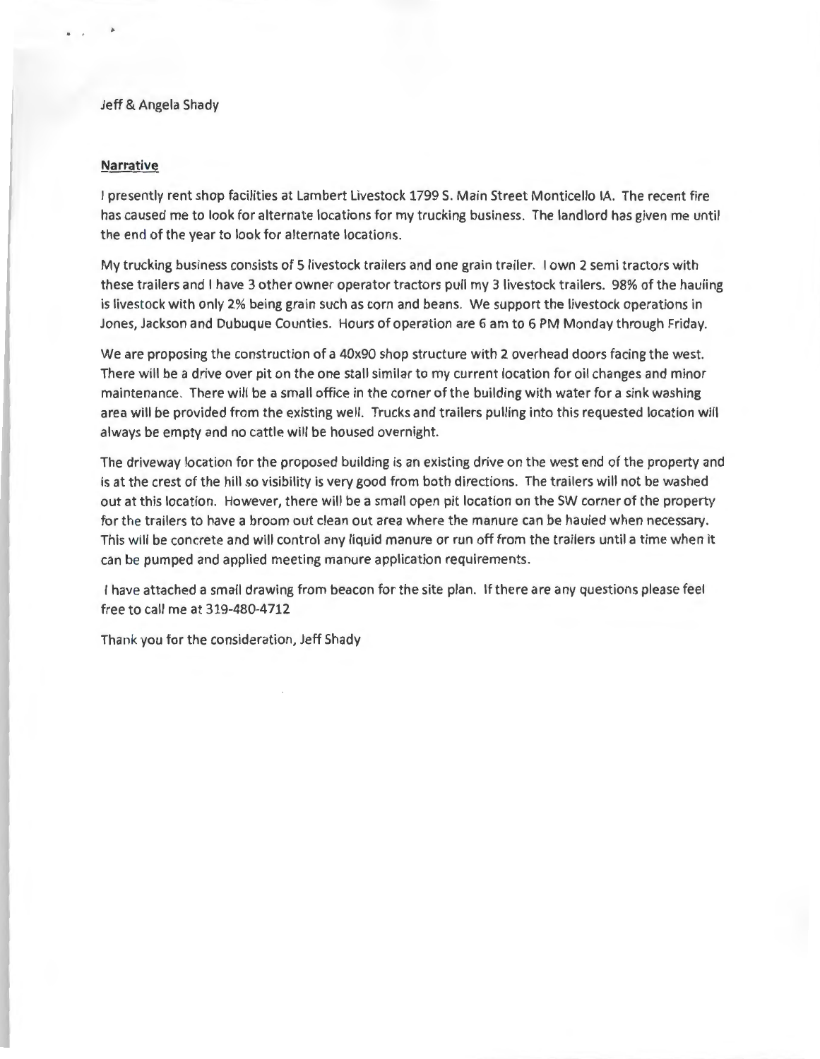Jeff & Angela Shady

**Narrative**

I presently rent shop facilities at Lambert Livestock 1799 S. Main Street Monticello IA. The recent fire has caused me to look for alternate locations for my trucking business. The landlord has given me until the end of the year to look for alternate locations.

My trucking business consists of 5 livestock trailers and one grain trailer. I own 2 semi tractors with these trailers and I have 3 other owner operator tractors pull my 3 livestock trailers. 98% of the hauling is livestock with only 2% being grain such as corn and beans. We support the livestock operations in Jones, Jackson and Dubuque Counties. Hours of operation are 6 am to 6 PM Monday through Friday.

We are proposing the construction of a 40x90 shop structure with 2 overhead doors facing the west. There will be a drive over pit on the one stall similar to my current location for oil changes and minor maintenance. There will be a small office in the corner of the building with water for a sink washing area will be provided from the existing well. Trucks and trailers pulling into this requested location will always be empty and no cattle will be housed overnight.

The driveway location for the proposed building is an existing drive on the west end of the property and is at the crest of the hill so visibility is very good from both directions. The trailers will not be washed out at this location. However, there will be a small open pit location on the SW corner of the property for the trailers to have a broom out clean out area where the manure can be hauled when necessary. This will be concrete and will control any liquid manure or run off from the trailers until a time when it can be pumped and applied meeting manure application requirements.

I have attached a small drawing from beacon for the site plan. If there are any questions please feel free to call me at 319-480-4712

Thank you for the consideration, Jeff Shady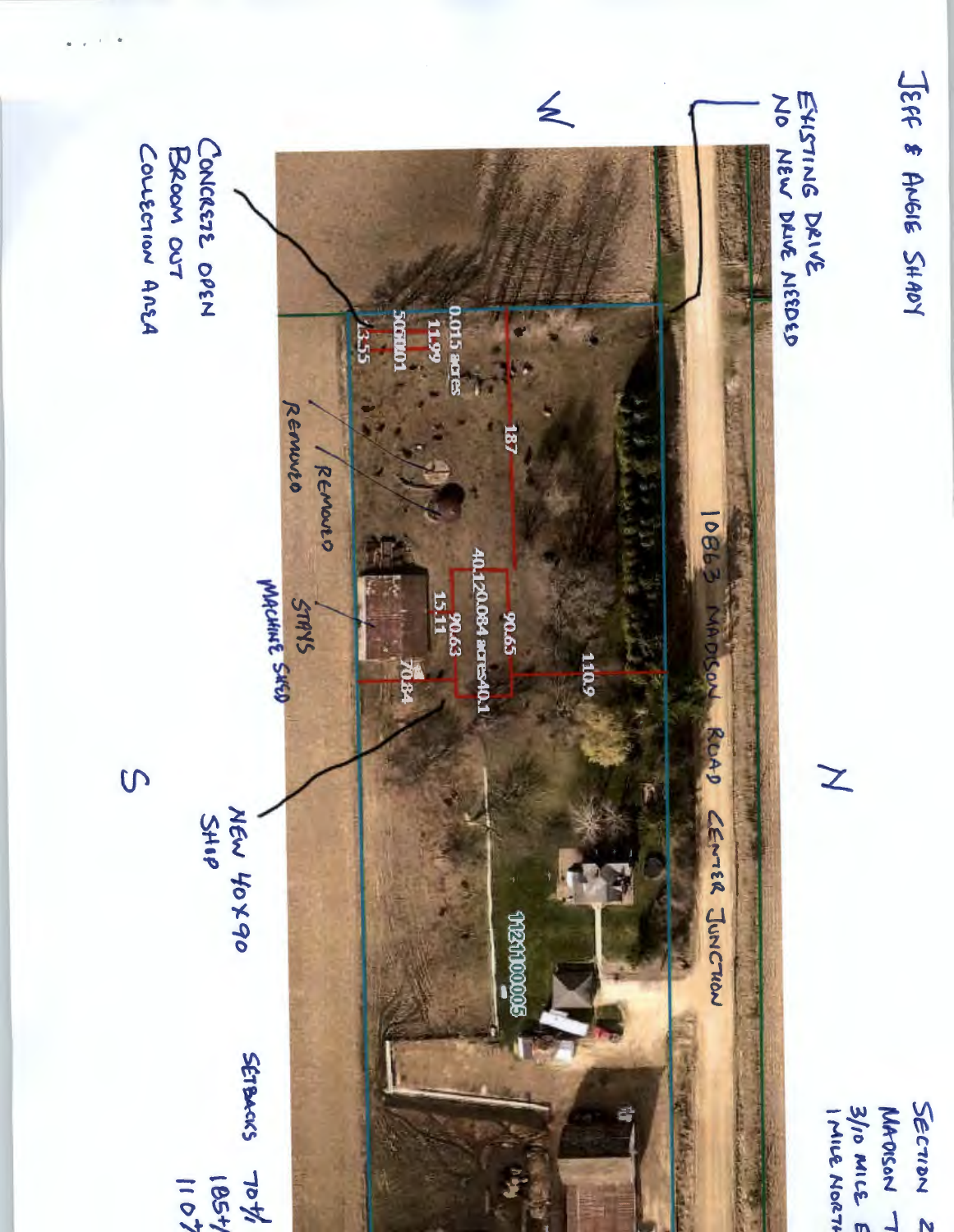JEFF & ANGIE SHADY

EXISTING DRIVE
NO NEW DRIVE NEEDED

W

CONCRETE OPEN
BROOM OUT
COLLECTION AREA

10863 MADISON ROAD CENTER JUNCTION

N

S

0.015 acres

11.99

5.0

13.55

187

REMOVED

REMOVED

40.1

0.084 acres

40.1

90.65

15.11

90.63

70.84

110.9

STAYS

MACHINE SHED

NEW 40X90
SHOP

112110005

SETBACKS 70+/
185+/
110+/

SECTION 2
MADISON T
3/10 MILE E
1 MILE NORTH